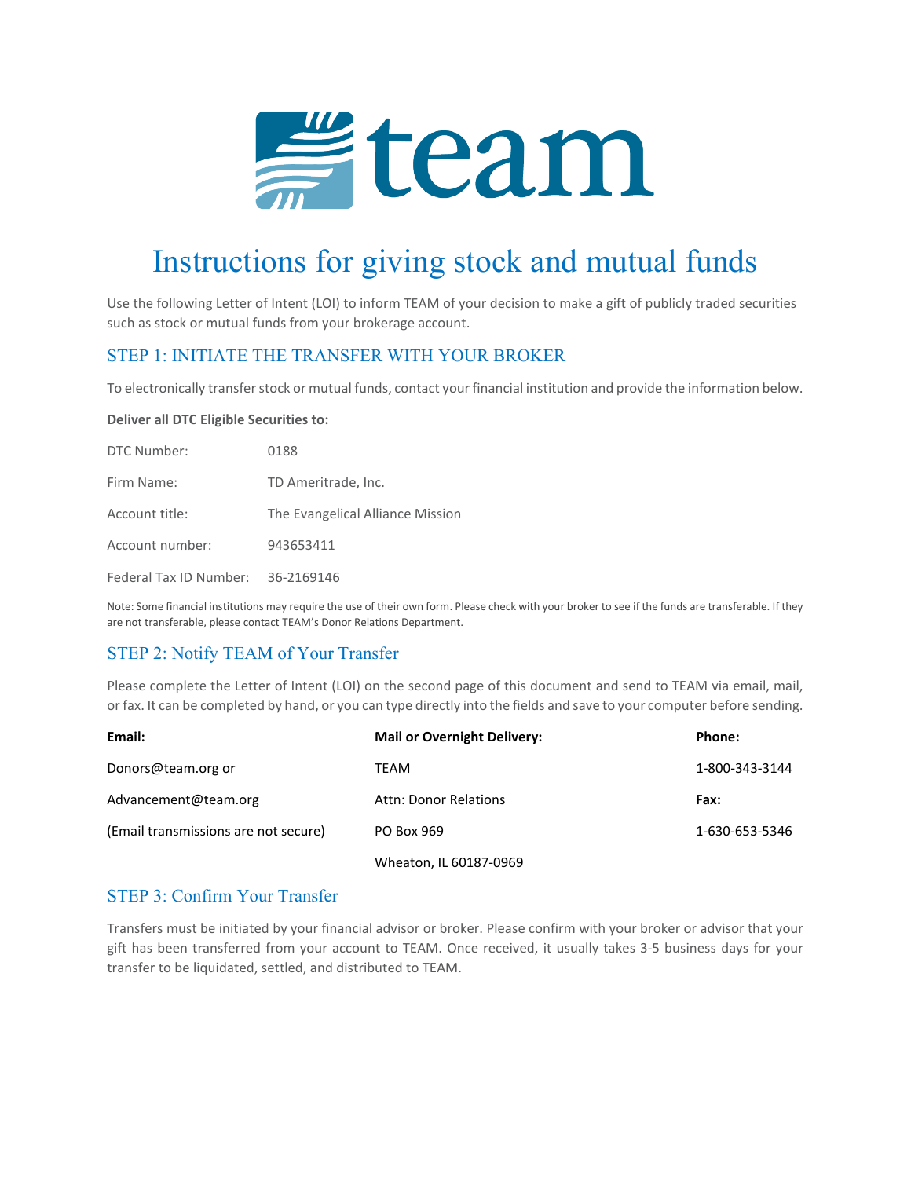# Instructions for giving stock and mutual funds

Use the following Letter of Intent (LOI) to inform TEAM of your decision to make a gift of publicly traded securities such as stock or mutual funds from your brokerage account.

## STEP 1: INITIATE THE TRANSFER WITH YOUR BROKER

To electronically transfer stock or mutual funds, contact your financial institution and provide the information below.

**Deliver all DTC Eligible Securities to:**

| | |
|---|---|
| DTC Number: | 0188 |
| Firm Name: | TD Ameritrade, Inc. |
| Account title: | The Evangelical Alliance Mission |
| Account number: | 943653411 |
| Federal Tax ID Number: | 36-2169146 |

Note: Some financial institutions may require the use of their own form. Please check with your broker to see if the funds are transferable. If they are not transferable, please contact TEAM's Donor Relations Department.

## STEP 2: Notify TEAM of Your Transfer

Please complete the Letter of Intent (LOI) on the second page of this document and send to TEAM via email, mail, or fax. It can be completed by hand, or you can type directly into the fields and save to your computer before sending.

| **Email:** | **Mail or Overnight Delivery:** | **Phone:** |
|---|---|---|
| Donors@team.org or | TEAM | 1-800-343-3144 |
| Advancement@team.org | Attn: Donor Relations | **Fax:** |
| (Email transmissions are not secure) | PO Box 969 | 1-630-653-5346 |
| | Wheaton, IL 60187-0969 | |

## STEP 3: Confirm Your Transfer

Transfers must be initiated by your financial advisor or broker. Please confirm with your broker or advisor that your gift has been transferred from your account to TEAM. Once received, it usually takes 3-5 business days for your transfer to be liquidated, settled, and distributed to TEAM.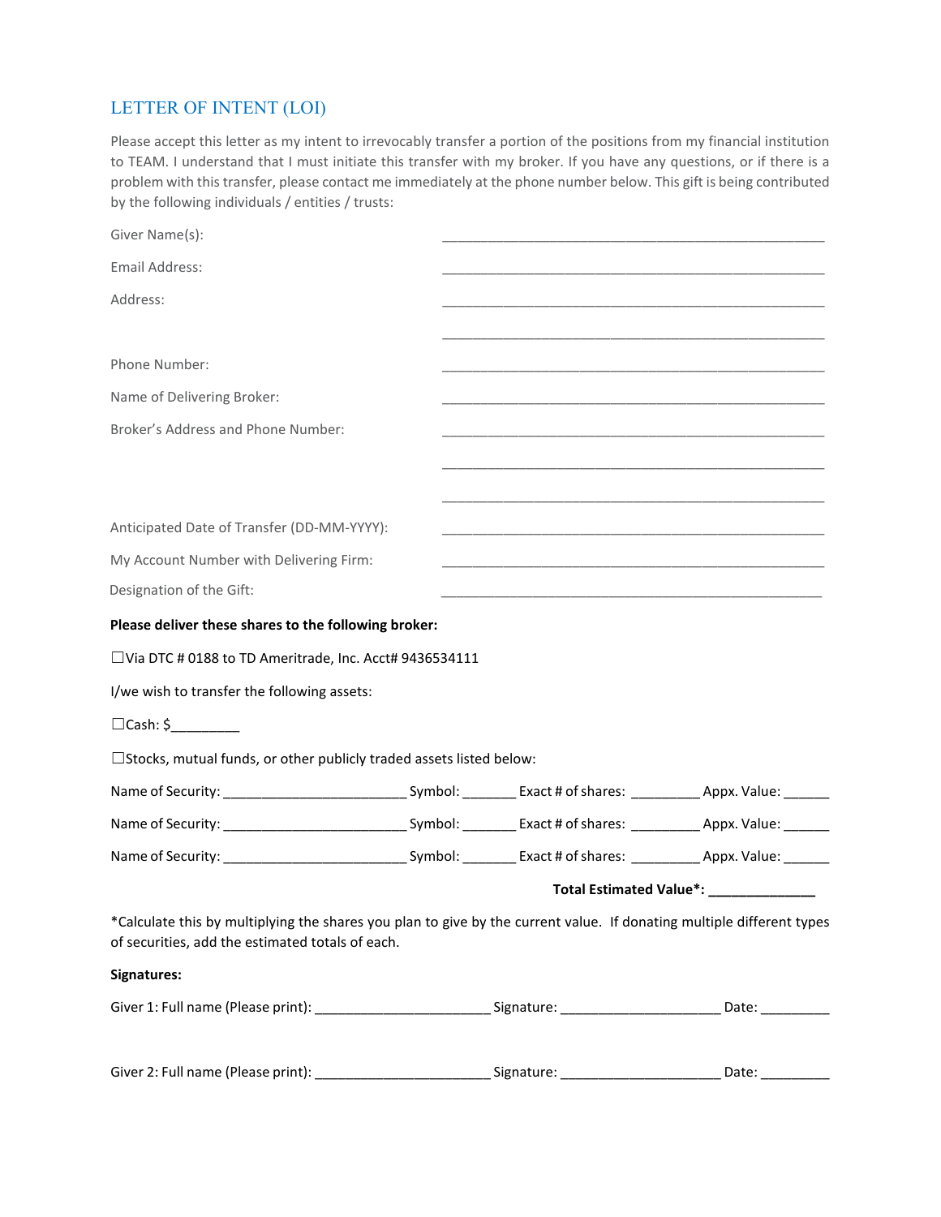## LETTER OF INTENT (LOI)

Please accept this letter as my intent to irrevocably transfer a portion of the positions from my financial institution to TEAM. I understand that I must initiate this transfer with my broker. If you have any questions, or if there is a problem with this transfer, please contact me immediately at the phone number below. This gift is being contributed by the following individuals / entities / trusts:

Giver Name(s): ____________________________________________________

Email Address: ____________________________________________________

Address: ____________________________________________________

____________________________________________________

Phone Number: ____________________________________________________

Name of Delivering Broker: ____________________________________________________

Broker's Address and Phone Number: ____________________________________________________

____________________________________________________

____________________________________________________

Anticipated Date of Transfer (DD-MM-YYYY): ____________________________________________________

My Account Number with Delivering Firm: ____________________________________________________

Designation of the Gift: ____________________________________________________

**Please deliver these shares to the following broker:**

☐Via DTC # 0188 to TD Ameritrade, Inc. Acct# 9436534111

I/we wish to transfer the following assets:

☐Cash: $_________

☐Stocks, mutual funds, or other publicly traded assets listed below:

Name of Security: ________________________ Symbol: _______ Exact # of shares: _________ Appx. Value: ______

Name of Security: ________________________ Symbol: _______ Exact # of shares: _________ Appx. Value: ______

Name of Security: ________________________ Symbol: _______ Exact # of shares: _________ Appx. Value: ______

**Total Estimated Value*: ______________**

*Calculate this by multiplying the shares you plan to give by the current value. If donating multiple different types of securities, add the estimated totals of each.

**Signatures:**

Giver 1: Full name (Please print): _______________________ Signature: _____________________ Date: _________

Giver 2: Full name (Please print): _______________________ Signature: _____________________ Date: _________